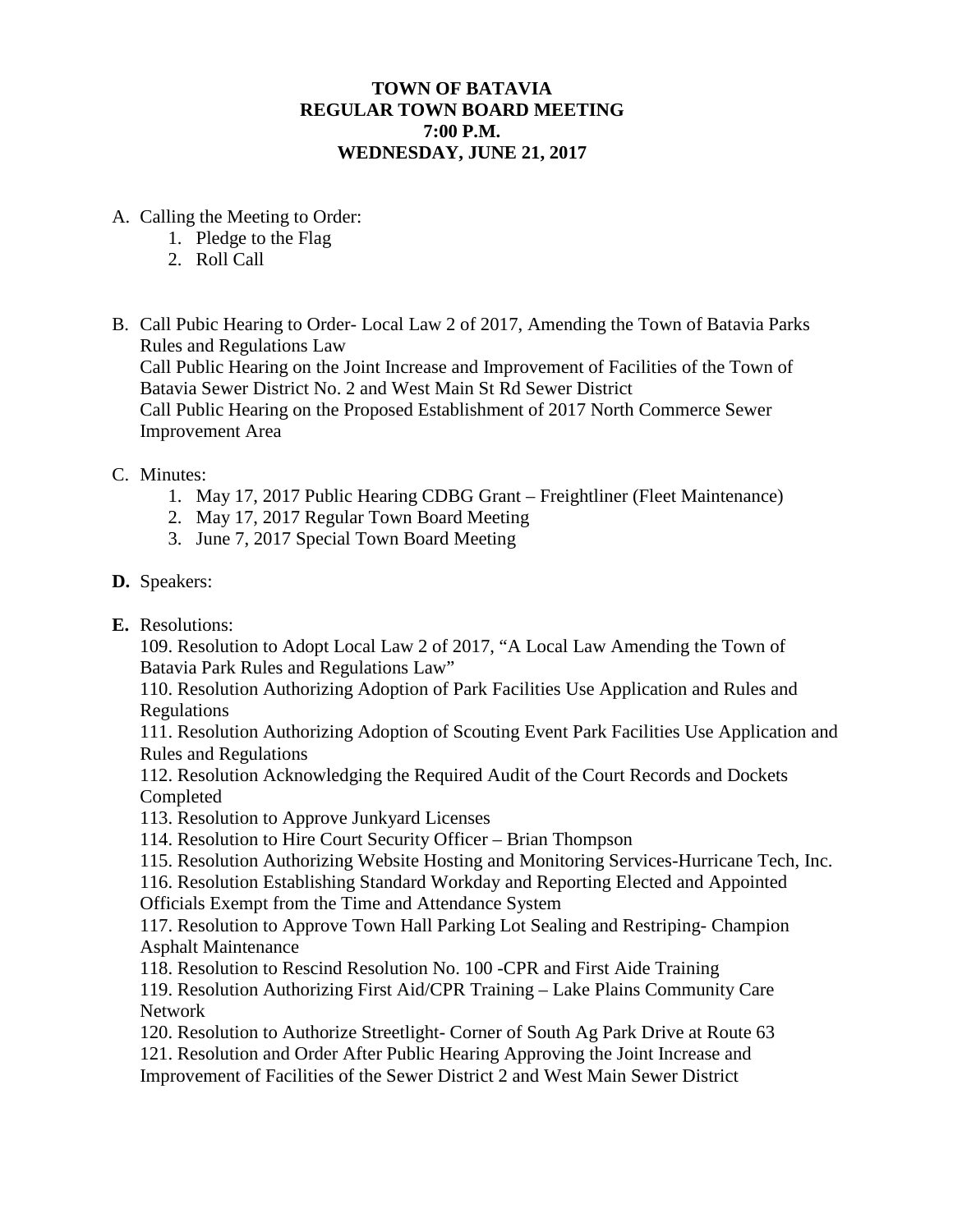**TOWN OF BATAVIA**
**REGULAR TOWN BOARD MEETING**
**7:00 P.M.**
**WEDNESDAY, JUNE 21, 2017**

A. Calling the Meeting to Order:
   1. Pledge to the Flag
   2. Roll Call

B. Call Pubic Hearing to Order- Local Law 2 of 2017, Amending the Town of Batavia Parks Rules and Regulations Law
   Call Public Hearing on the Joint Increase and Improvement of Facilities of the Town of Batavia Sewer District No. 2 and West Main St Rd Sewer District
   Call Public Hearing on the Proposed Establishment of 2017 North Commerce Sewer Improvement Area

C. Minutes:
   1. May 17, 2017 Public Hearing CDBG Grant – Freightliner (Fleet Maintenance)
   2. May 17, 2017 Regular Town Board Meeting
   3. June 7, 2017 Special Town Board Meeting

**D.** Speakers:

**E.** Resolutions:

109. Resolution to Adopt Local Law 2 of 2017, "A Local Law Amending the Town of Batavia Park Rules and Regulations Law"

110. Resolution Authorizing Adoption of Park Facilities Use Application and Rules and Regulations

111. Resolution Authorizing Adoption of Scouting Event Park Facilities Use Application and Rules and Regulations

112. Resolution Acknowledging the Required Audit of the Court Records and Dockets Completed

113. Resolution to Approve Junkyard Licenses

114. Resolution to Hire Court Security Officer – Brian Thompson

115. Resolution Authorizing Website Hosting and Monitoring Services-Hurricane Tech, Inc.

116. Resolution Establishing Standard Workday and Reporting Elected and Appointed Officials Exempt from the Time and Attendance System

117. Resolution to Approve Town Hall Parking Lot Sealing and Restriping- Champion Asphalt Maintenance

118. Resolution to Rescind Resolution No. 100 -CPR and First Aide Training

119. Resolution Authorizing First Aid/CPR Training – Lake Plains Community Care Network

120. Resolution to Authorize Streetlight- Corner of South Ag Park Drive at Route 63

121. Resolution and Order After Public Hearing Approving the Joint Increase and Improvement of Facilities of the Sewer District 2 and West Main Sewer District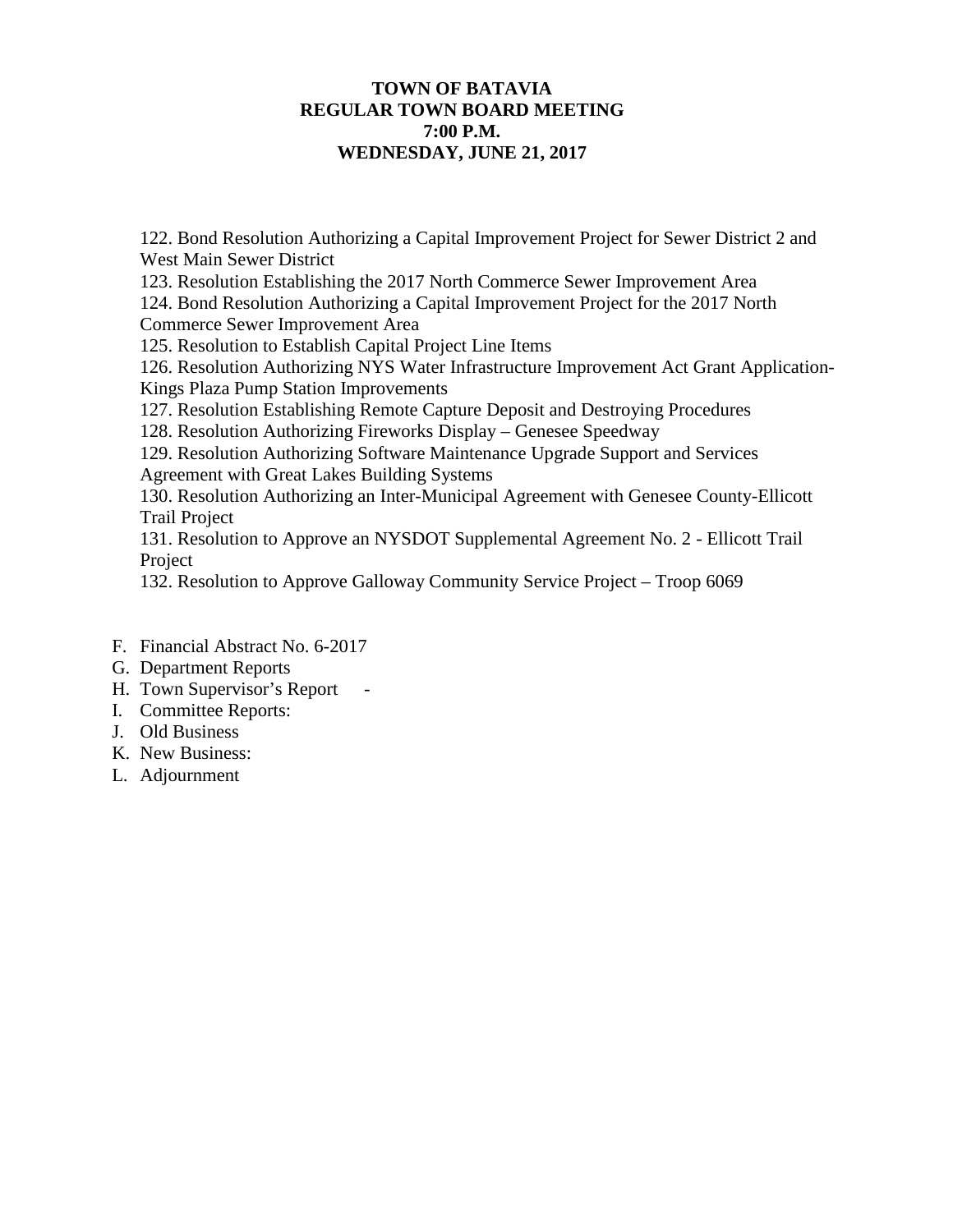**TOWN OF BATAVIA**
**REGULAR TOWN BOARD MEETING**
**7:00 P.M.**
**WEDNESDAY, JUNE 21, 2017**

122. Bond Resolution Authorizing a Capital Improvement Project for Sewer District 2 and West Main Sewer District
123. Resolution Establishing the 2017 North Commerce Sewer Improvement Area
124. Bond Resolution Authorizing a Capital Improvement Project for the 2017 North Commerce Sewer Improvement Area
125. Resolution to Establish Capital Project Line Items
126. Resolution Authorizing NYS Water Infrastructure Improvement Act Grant Application-Kings Plaza Pump Station Improvements
127. Resolution Establishing Remote Capture Deposit and Destroying Procedures
128. Resolution Authorizing Fireworks Display – Genesee Speedway
129. Resolution Authorizing Software Maintenance Upgrade Support and Services Agreement with Great Lakes Building Systems
130. Resolution Authorizing an Inter-Municipal Agreement with Genesee County-Ellicott Trail Project
131. Resolution to Approve an NYSDOT Supplemental Agreement No. 2 - Ellicott Trail Project
132. Resolution to Approve Galloway Community Service Project – Troop 6069

F. Financial Abstract No. 6-2017
G. Department Reports
H. Town Supervisor's Report -
I. Committee Reports:
J. Old Business
K. New Business:
L. Adjournment